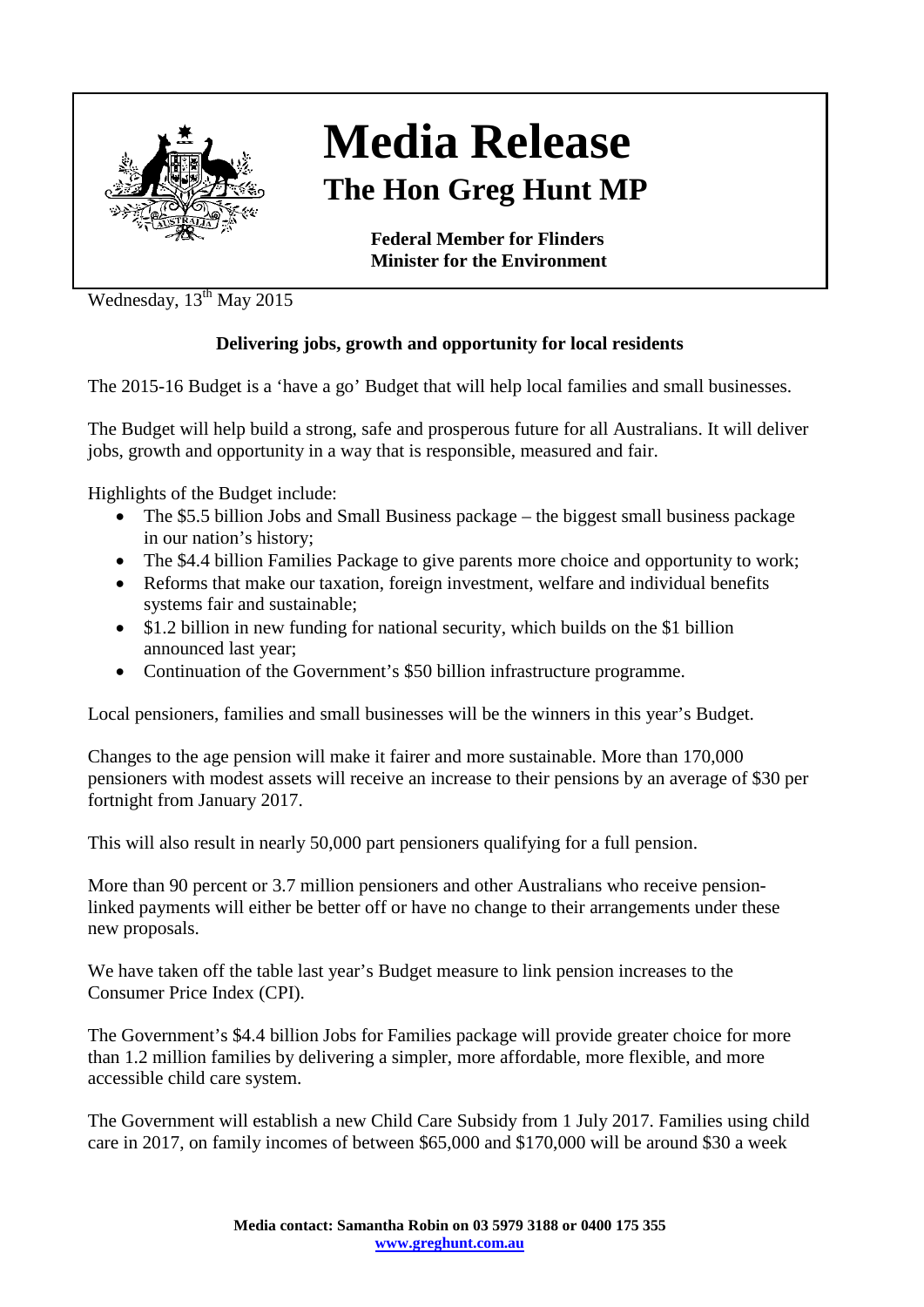# Media Release

## The Hon Greg Hunt MP

**Federal Member for Flinders**
**Minister for the Environment**

Wednesday, 13th May 2015

**Delivering jobs, growth and opportunity for local residents**

The 2015-16 Budget is a 'have a go' Budget that will help local families and small businesses.

The Budget will help build a strong, safe and prosperous future for all Australians. It will deliver jobs, growth and opportunity in a way that is responsible, measured and fair.

Highlights of the Budget include:

- The $5.5 billion Jobs and Small Business package – the biggest small business package in our nation's history;
- The $4.4 billion Families Package to give parents more choice and opportunity to work;
- Reforms that make our taxation, foreign investment, welfare and individual benefits systems fair and sustainable;
- $1.2 billion in new funding for national security, which builds on the $1 billion announced last year;
- Continuation of the Government's $50 billion infrastructure programme.

Local pensioners, families and small businesses will be the winners in this year's Budget.

Changes to the age pension will make it fairer and more sustainable. More than 170,000 pensioners with modest assets will receive an increase to their pensions by an average of $30 per fortnight from January 2017.

This will also result in nearly 50,000 part pensioners qualifying for a full pension.

More than 90 percent or 3.7 million pensioners and other Australians who receive pension-linked payments will either be better off or have no change to their arrangements under these new proposals.

We have taken off the table last year's Budget measure to link pension increases to the Consumer Price Index (CPI).

The Government's $4.4 billion Jobs for Families package will provide greater choice for more than 1.2 million families by delivering a simpler, more affordable, more flexible, and more accessible child care system.

The Government will establish a new Child Care Subsidy from 1 July 2017. Families using child care in 2017, on family incomes of between $65,000 and $170,000 will be around $30 a week

**Media contact: Samantha Robin on 03 5979 3188 or 0400 175 355**
**www.greghunt.com.au**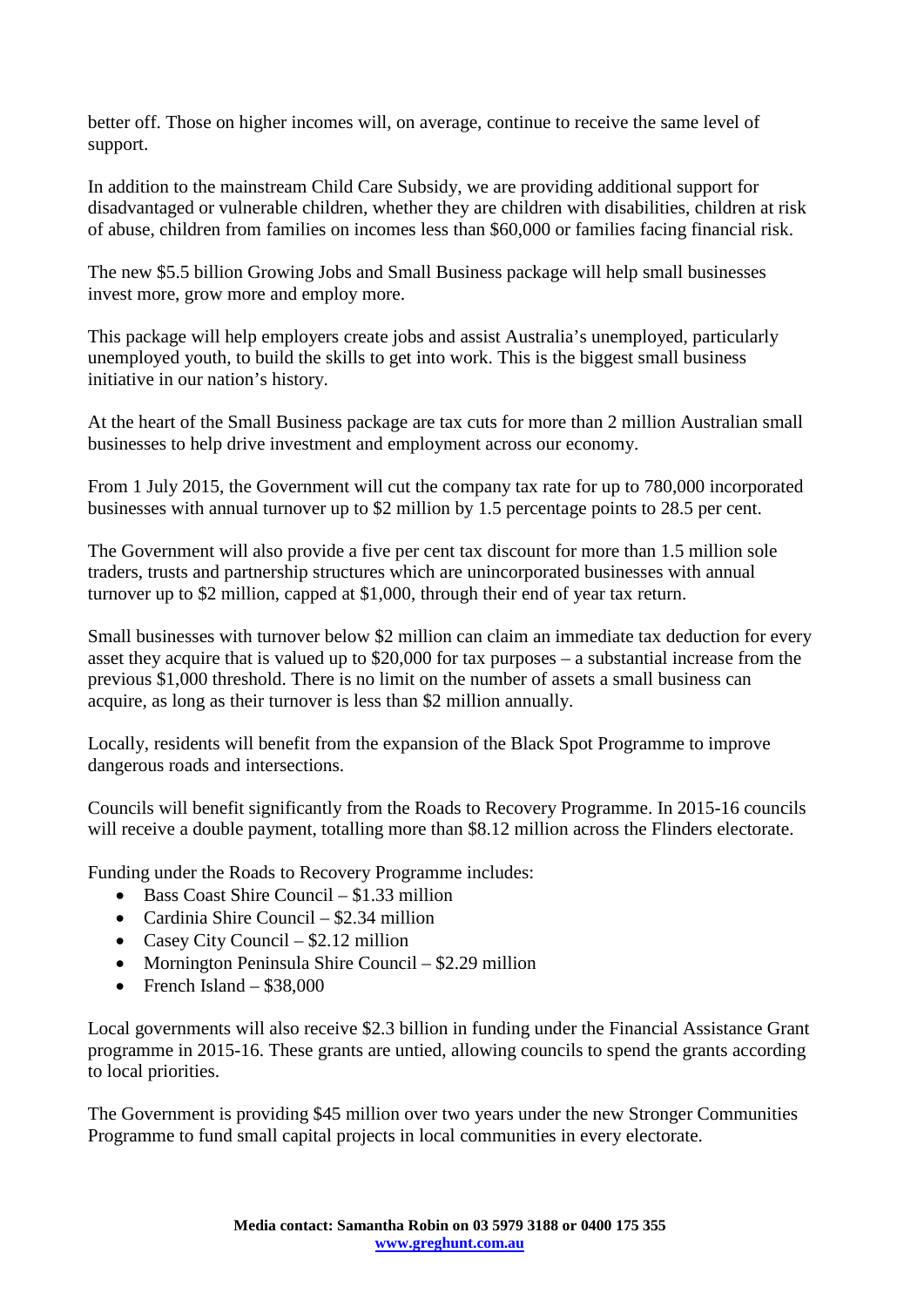better off. Those on higher incomes will, on average, continue to receive the same level of support.

In addition to the mainstream Child Care Subsidy, we are providing additional support for disadvantaged or vulnerable children, whether they are children with disabilities, children at risk of abuse, children from families on incomes less than $60,000 or families facing financial risk.

The new $5.5 billion Growing Jobs and Small Business package will help small businesses invest more, grow more and employ more.

This package will help employers create jobs and assist Australia's unemployed, particularly unemployed youth, to build the skills to get into work. This is the biggest small business initiative in our nation's history.

At the heart of the Small Business package are tax cuts for more than 2 million Australian small businesses to help drive investment and employment across our economy.

From 1 July 2015, the Government will cut the company tax rate for up to 780,000 incorporated businesses with annual turnover up to $2 million by 1.5 percentage points to 28.5 per cent.

The Government will also provide a five per cent tax discount for more than 1.5 million sole traders, trusts and partnership structures which are unincorporated businesses with annual turnover up to $2 million, capped at $1,000, through their end of year tax return.

Small businesses with turnover below $2 million can claim an immediate tax deduction for every asset they acquire that is valued up to $20,000 for tax purposes – a substantial increase from the previous $1,000 threshold. There is no limit on the number of assets a small business can acquire, as long as their turnover is less than $2 million annually.

Locally, residents will benefit from the expansion of the Black Spot Programme to improve dangerous roads and intersections.

Councils will benefit significantly from the Roads to Recovery Programme. In 2015-16 councils will receive a double payment, totalling more than $8.12 million across the Flinders electorate.

Funding under the Roads to Recovery Programme includes:

- Bass Coast Shire Council – $1.33 million
- Cardinia Shire Council – $2.34 million
- Casey City Council – $2.12 million
- Mornington Peninsula Shire Council – $2.29 million
- French Island – $38,000

Local governments will also receive $2.3 billion in funding under the Financial Assistance Grant programme in 2015-16. These grants are untied, allowing councils to spend the grants according to local priorities.

The Government is providing $45 million over two years under the new Stronger Communities Programme to fund small capital projects in local communities in every electorate.

**Media contact: Samantha Robin on 03 5979 3188 or 0400 175 355**
**www.greghunt.com.au**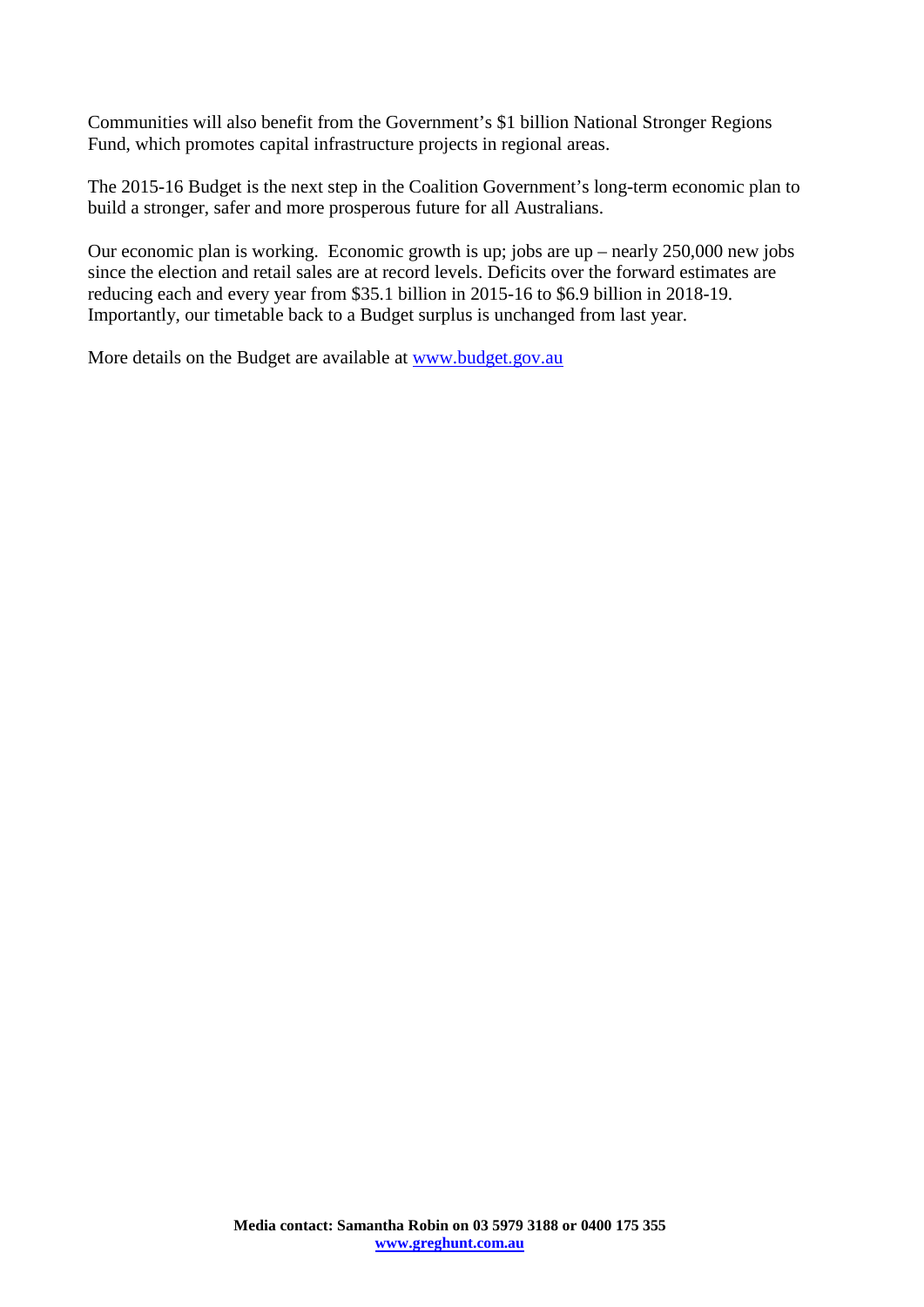Communities will also benefit from the Government's $1 billion National Stronger Regions Fund, which promotes capital infrastructure projects in regional areas.

The 2015-16 Budget is the next step in the Coalition Government's long-term economic plan to build a stronger, safer and more prosperous future for all Australians.

Our economic plan is working. Economic growth is up; jobs are up – nearly 250,000 new jobs since the election and retail sales are at record levels. Deficits over the forward estimates are reducing each and every year from $35.1 billion in 2015-16 to $6.9 billion in 2018-19. Importantly, our timetable back to a Budget surplus is unchanged from last year.

More details on the Budget are available at [www.budget.gov.au](http://www.budget.gov.au)

**Media contact: Samantha Robin on 03 5979 3188 or 0400 175 355**
**[www.greghunt.com.au](http://www.greghunt.com.au)**